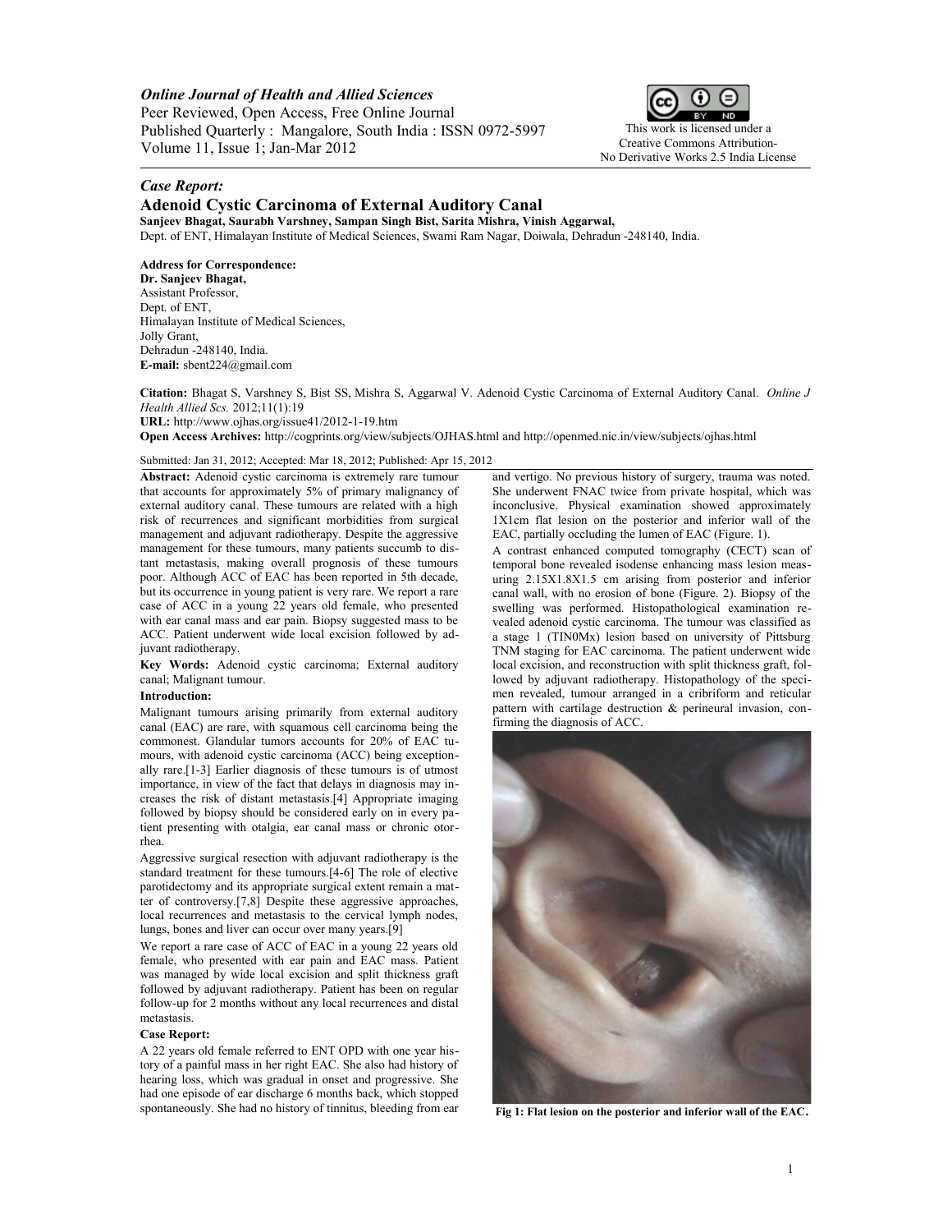*Online Journal of Health and Allied Sciences*
Peer Reviewed, Open Access, Free Online Journal
Published Quarterly : Mangalore, South India : ISSN 0972-5997
Volume 11, Issue 1; Jan-Mar 2012

This work is licensed under a Creative Commons Attribution-No Derivative Works 2.5 India License

*Case Report:*

# Adenoid Cystic Carcinoma of External Auditory Canal

**Sanjeev Bhagat, Saurabh Varshney, Sampan Singh Bist, Sarita Mishra, Vinish Aggarwal,**
Dept. of ENT, Himalayan Institute of Medical Sciences, Swami Ram Nagar, Doiwala, Dehradun -248140, India.

**Address for Correspondence:**
**Dr. Sanjeev Bhagat,**
Assistant Professor,
Dept. of ENT,
Himalayan Institute of Medical Sciences,
Jolly Grant,
Dehradun -248140, India.
**E-mail:** sbent224@gmail.com

**Citation:** Bhagat S, Varshney S, Bist SS, Mishra S, Aggarwal V. Adenoid Cystic Carcinoma of External Auditory Canal. *Online J Health Allied Scs.* 2012;11(1):19
**URL:** http://www.ojhas.org/issue41/2012-1-19.htm
**Open Access Archives:** http://cogprints.org/view/subjects/OJHAS.html and http://openmed.nic.in/view/subjects/ojhas.html

Submitted: Jan 31, 2012; Accepted: Mar 18, 2012; Published: Apr 15, 2012

**Abstract:** Adenoid cystic carcinoma is extremely rare tumour that accounts for approximately 5% of primary malignancy of external auditory canal. These tumours are related with a high risk of recurrences and significant morbidities from surgical management and adjuvant radiotherapy. Despite the aggressive management for these tumours, many patients succumb to distant metastasis, making overall prognosis of these tumours poor. Although ACC of EAC has been reported in 5th decade, but its occurrence in young patient is very rare. We report a rare case of ACC in a young 22 years old female, who presented with ear canal mass and ear pain. Biopsy suggested mass to be ACC. Patient underwent wide local excision followed by adjuvant radiotherapy.

**Key Words:** Adenoid cystic carcinoma; External auditory canal; Malignant tumour.

## Introduction:

Malignant tumours arising primarily from external auditory canal (EAC) are rare, with squamous cell carcinoma being the commonest. Glandular tumors accounts for 20% of EAC tumours, with adenoid cystic carcinoma (ACC) being exceptionally rare.[1-3] Earlier diagnosis of these tumours is of utmost importance, in view of the fact that delays in diagnosis may increases the risk of distant metastasis.[4] Appropriate imaging followed by biopsy should be considered early on in every patient presenting with otalgia, ear canal mass or chronic otorrhea.

Aggressive surgical resection with adjuvant radiotherapy is the standard treatment for these tumours.[4-6] The role of elective parotidectomy and its appropriate surgical extent remain a matter of controversy.[7,8] Despite these aggressive approaches, local recurrences and metastasis to the cervical lymph nodes, lungs, bones and liver can occur over many years.[9]

We report a rare case of ACC of EAC in a young 22 years old female, who presented with ear pain and EAC mass. Patient was managed by wide local excision and split thickness graft followed by adjuvant radiotherapy. Patient has been on regular follow-up for 2 months without any local recurrences and distal metastasis.

## Case Report:

A 22 years old female referred to ENT OPD with one year history of a painful mass in her right EAC. She also had history of hearing loss, which was gradual in onset and progressive. She had one episode of ear discharge 6 months back, which stopped spontaneously. She had no history of tinnitus, bleeding from ear and vertigo. No previous history of surgery, trauma was noted. She underwent FNAC twice from private hospital, which was inconclusive. Physical examination showed approximately 1X1cm flat lesion on the posterior and inferior wall of the EAC, partially occluding the lumen of EAC (Figure. 1).

A contrast enhanced computed tomography (CECT) scan of temporal bone revealed isodense enhancing mass lesion measuring 2.15X1.8X1.5 cm arising from posterior and inferior canal wall, with no erosion of bone (Figure. 2). Biopsy of the swelling was performed. Histopathological examination revealed adenoid cystic carcinoma. The tumour was classified as a stage 1 (TIN0Mx) lesion based on university of Pittsburg TNM staging for EAC carcinoma. The patient underwent wide local excision, and reconstruction with split thickness graft, followed by adjuvant radiotherapy. Histopathology of the specimen revealed, tumour arranged in a cribriform and reticular pattern with cartilage destruction & perineural invasion, confirming the diagnosis of ACC.

**Fig 1: Flat lesion on the posterior and inferior wall of the EAC.**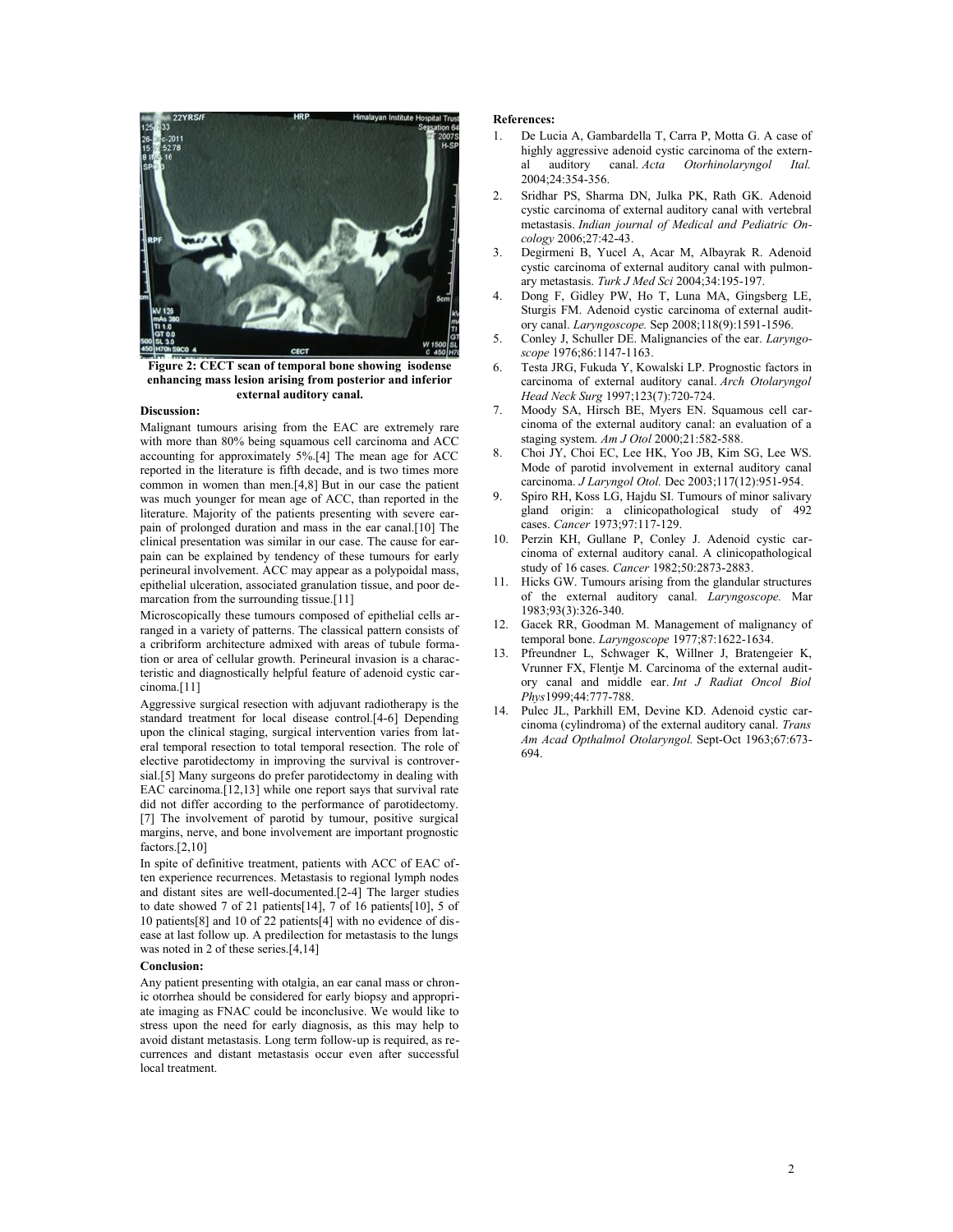Figure 2: CECT scan of temporal bone showing isodense enhancing mass lesion arising from posterior and inferior external auditory canal.

**Discussion:**

Malignant tumours arising from the EAC are extremely rare with more than 80% being squamous cell carcinoma and ACC accounting for approximately 5%.[4] The mean age for ACC reported in the literature is fifth decade, and is two times more common in women than men.[4,8] But in our case the patient was much younger for mean age of ACC, than reported in the literature. Majority of the patients presenting with severe ear-pain of prolonged duration and mass in the ear canal.[10] The clinical presentation was similar in our case. The cause for ear-pain can be explained by tendency of these tumours for early perineural involvement. ACC may appear as a polypoidal mass, epithelial ulceration, associated granulation tissue, and poor demarcation from the surrounding tissue.[11]

Microscopically these tumours composed of epithelial cells arranged in a variety of patterns. The classical pattern consists of a cribriform architecture admixed with areas of tubule formation or area of cellular growth. Perineural invasion is a characteristic and diagnostically helpful feature of adenoid cystic carcinoma.[11]

Aggressive surgical resection with adjuvant radiotherapy is the standard treatment for local disease control.[4-6] Depending upon the clinical staging, surgical intervention varies from lateral temporal resection to total temporal resection. The role of elective parotidectomy in improving the survival is controversial.[5] Many surgeons do prefer parotidectomy in dealing with EAC carcinoma.[12,13] while one report says that survival rate did not differ according to the performance of parotidectomy.[7] The involvement of parotid by tumour, positive surgical margins, nerve, and bone involvement are important prognostic factors.[2,10]

In spite of definitive treatment, patients with ACC of EAC often experience recurrences. Metastasis to regional lymph nodes and distant sites are well-documented.[2-4] The larger studies to date showed 7 of 21 patients[14], 7 of 16 patients[10], 5 of 10 patients[8] and 10 of 22 patients[4] with no evidence of disease at last follow up. A predilection for metastasis to the lungs was noted in 2 of these series.[4,14]

**Conclusion:**

Any patient presenting with otalgia, an ear canal mass or chronic otorrhea should be considered for early biopsy and appropriate imaging as FNAC could be inconclusive. We would like to stress upon the need for early diagnosis, as this may help to avoid distant metastasis. Long term follow-up is required, as recurrences and distant metastasis occur even after successful local treatment.

**References:**

1. De Lucia A, Gambardella T, Carra P, Motta G. A case of highly aggressive adenoid cystic carcinoma of the external auditory canal. *Acta Otorhinolaryngol Ital.* 2004;24:354-356.
2. Sridhar PS, Sharma DN, Julka PK, Rath GK. Adenoid cystic carcinoma of external auditory canal with vertebral metastasis. *Indian journal of Medical and Pediatric Oncology* 2006;27:42-43.
3. Degirmeni B, Yucel A, Acar M, Albayrak R. Adenoid cystic carcinoma of external auditory canal with pulmonary metastasis. *Turk J Med Sci* 2004;34:195-197.
4. Dong F, Gidley PW, Ho T, Luna MA, Gingsberg LE, Sturgis FM. Adenoid cystic carcinoma of external auditory canal. *Laryngoscope.* Sep 2008;118(9):1591-1596.
5. Conley J, Schuller DE. Malignancies of the ear. *Laryngoscope* 1976;86:1147-1163.
6. Testa JRG, Fukuda Y, Kowalski LP. Prognostic factors in carcinoma of external auditory canal. *Arch Otolaryngol Head Neck Surg* 1997;123(7):720-724.
7. Moody SA, Hirsch BE, Myers EN. Squamous cell carcinoma of the external auditory canal: an evaluation of a staging system. *Am J Otol* 2000;21:582-588.
8. Choi JY, Choi EC, Lee HK, Yoo JB, Kim SG, Lee WS. Mode of parotid involvement in external auditory canal carcinoma. *J Laryngol Otol.* Dec 2003;117(12):951-954.
9. Spiro RH, Koss LG, Hajdu SI. Tumours of minor salivary gland origin: a clinicopathological study of 492 cases. *Cancer* 1973;97:117-129.
10. Perzin KH, Gullane P, Conley J. Adenoid cystic carcinoma of external auditory canal. A clinicopathological study of 16 cases. *Cancer* 1982;50:2873-2883.
11. Hicks GW. Tumours arising from the glandular structures of the external auditory canal. *Laryngoscope.* Mar 1983;93(3):326-340.
12. Gacek RR, Goodman M. Management of malignancy of temporal bone. *Laryngoscope* 1977;87:1622-1634.
13. Pfreundner L, Schwager K, Willner J, Bratengeier K, Vrunner FX, Flentje M. Carcinoma of the external auditory canal and middle ear. *Int J Radiat Oncol Biol Phys*1999;44:777-788.
14. Pulec JL, Parkhill EM, Devine KD. Adenoid cystic carcinoma (cylindroma) of the external auditory canal. *Trans Am Acad Opthalmol Otolaryngol.* Sept-Oct 1963;67:673-694.